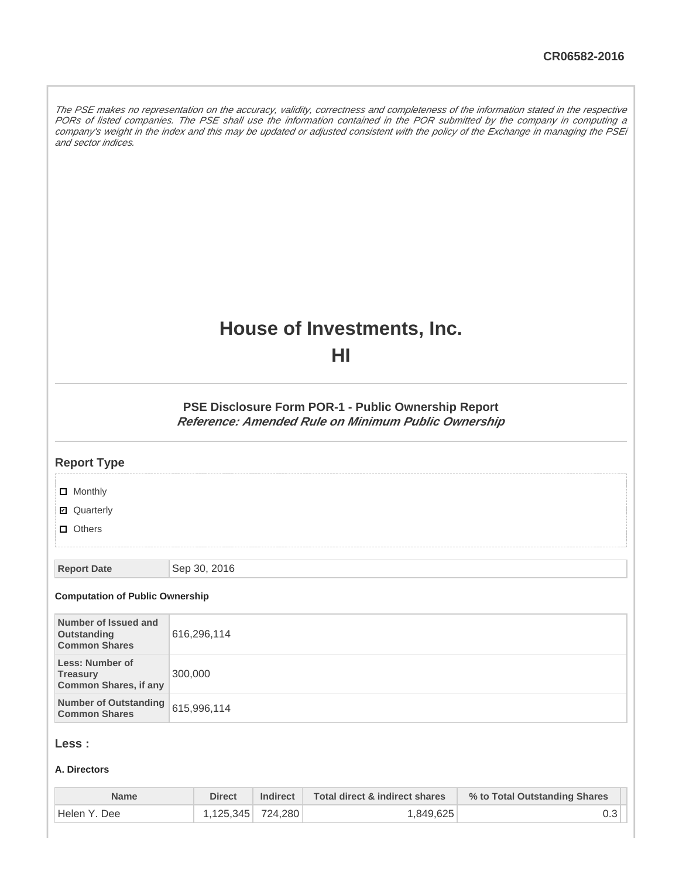CR06582-2016

*The PSE makes no representation on the accuracy, validity, correctness and completeness of the information stated in the respective PORs of listed companies. The PSE shall use the information contained in the POR submitted by the company in computing a company's weight in the index and this may be updated or adjusted consistent with the policy of the Exchange in managing the PSEi and sector indices.*

# House of Investments, Inc.

# HI

### PSE Disclosure Form POR-1 - Public Ownership Report

***Reference: Amended Rule on Minimum Public Ownership***

## Report Type

- [ ] Monthly
- [x] Quarterly
- [ ] Others

| Report Date | Sep 30, 2016 |
|---|---|

#### Computation of Public Ownership

| Number of Issued and Outstanding Common Shares | 616,296,114 |
|---|---|
| Less: Number of Treasury Common Shares, if any | 300,000 |
| Number of Outstanding Common Shares | 615,996,114 |

## Less :

#### A. Directors

| Name | Direct | Indirect | Total direct & indirect shares | % to Total Outstanding Shares |
|---|---|---|---|---|
| Helen Y. Dee | 1,125,345 | 724,280 | 1,849,625 | 0.3 |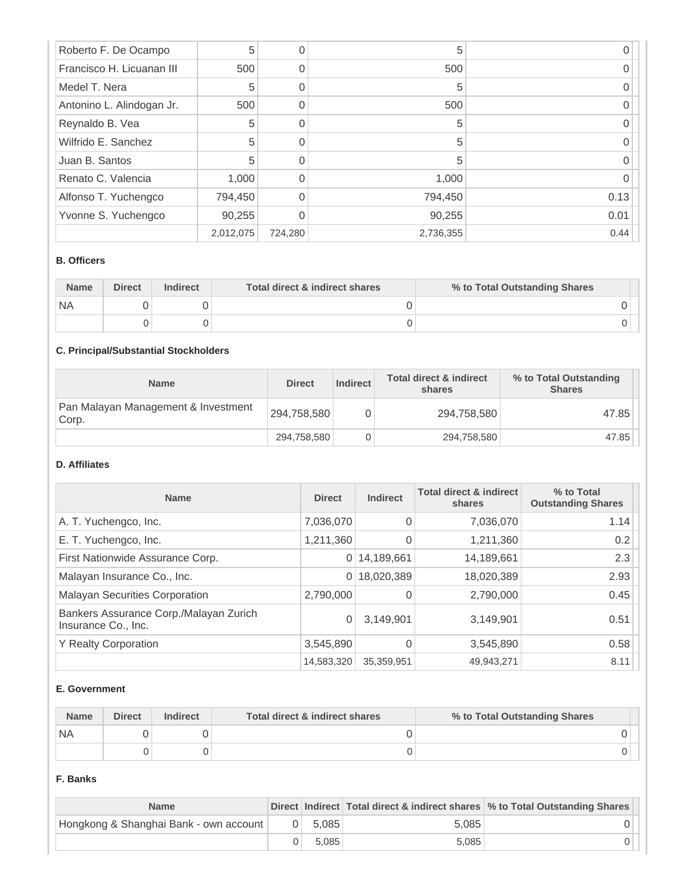| | | | | |
|---|---|---|---|---|
| Roberto F. De Ocampo | 5 | 0 | 5 | 0 |
| Francisco H. Licuanan III | 500 | 0 | 500 | 0 |
| Medel T. Nera | 5 | 0 | 5 | 0 |
| Antonino L. Alindogan Jr. | 500 | 0 | 500 | 0 |
| Reynaldo B. Vea | 5 | 0 | 5 | 0 |
| Wilfrido E. Sanchez | 5 | 0 | 5 | 0 |
| Juan B. Santos | 5 | 0 | 5 | 0 |
| Renato C. Valencia | 1,000 | 0 | 1,000 | 0 |
| Alfonso T. Yuchengco | 794,450 | 0 | 794,450 | 0.13 |
| Yvonne S. Yuchengco | 90,255 | 0 | 90,255 | 0.01 |
| | 2,012,075 | 724,280 | 2,736,355 | 0.44 |

**B. Officers**

| Name | Direct | Indirect | Total direct & indirect shares | % to Total Outstanding Shares |
|---|---|---|---|---|
| NA | 0 | 0 | 0 | 0 |
| | 0 | 0 | 0 | 0 |

**C. Principal/Substantial Stockholders**

| Name | Direct | Indirect | Total direct & indirect shares | % to Total Outstanding Shares |
|---|---|---|---|---|
| Pan Malayan Management & Investment Corp. | 294,758,580 | 0 | 294,758,580 | 47.85 |
| | 294,758,580 | 0 | 294,758,580 | 47.85 |

**D. Affiliates**

| Name | Direct | Indirect | Total direct & indirect shares | % to Total Outstanding Shares |
|---|---|---|---|---|
| A. T. Yuchengco, Inc. | 7,036,070 | 0 | 7,036,070 | 1.14 |
| E. T. Yuchengco, Inc. | 1,211,360 | 0 | 1,211,360 | 0.2 |
| First Nationwide Assurance Corp. | 0 | 14,189,661 | 14,189,661 | 2.3 |
| Malayan Insurance Co., Inc. | 0 | 18,020,389 | 18,020,389 | 2.93 |
| Malayan Securities Corporation | 2,790,000 | 0 | 2,790,000 | 0.45 |
| Bankers Assurance Corp./Malayan Zurich Insurance Co., Inc. | 0 | 3,149,901 | 3,149,901 | 0.51 |
| Y Realty Corporation | 3,545,890 | 0 | 3,545,890 | 0.58 |
| | 14,583,320 | 35,359,951 | 49,943,271 | 8.11 |

**E. Government**

| Name | Direct | Indirect | Total direct & indirect shares | % to Total Outstanding Shares |
|---|---|---|---|---|
| NA | 0 | 0 | 0 | 0 |
| | 0 | 0 | 0 | 0 |

**F. Banks**

| Name | Direct | Indirect | Total direct & indirect shares | % to Total Outstanding Shares |
|---|---|---|---|---|
| Hongkong & Shanghai Bank - own account | 0 | 5,085 | 5,085 | 0 |
| | 0 | 5,085 | 5,085 | 0 |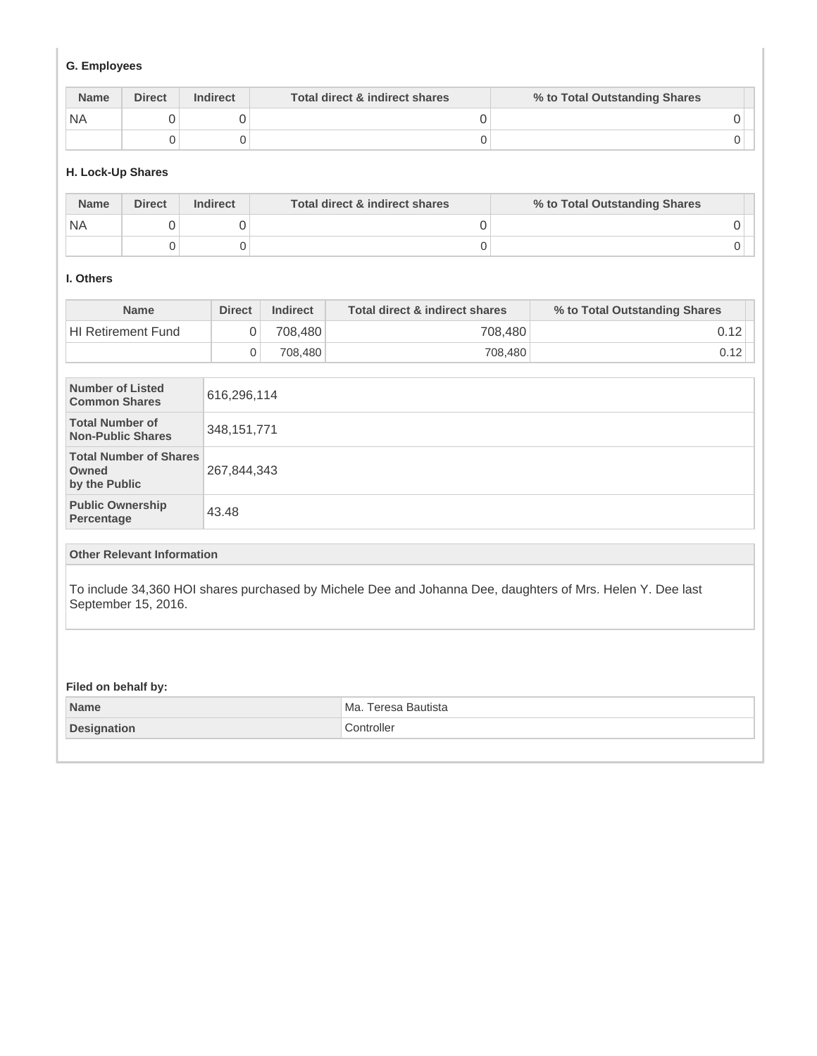#### G. Employees

| Name | Direct | Indirect | Total direct & indirect shares | % to Total Outstanding Shares |
|---|---|---|---|---|
| NA | 0 | 0 | 0 | 0 |
| | 0 | 0 | 0 | 0 |

#### H. Lock-Up Shares

| Name | Direct | Indirect | Total direct & indirect shares | % to Total Outstanding Shares |
|---|---|---|---|---|
| NA | 0 | 0 | 0 | 0 |
| | 0 | 0 | 0 | 0 |

#### I. Others

| Name | Direct | Indirect | Total direct & indirect shares | % to Total Outstanding Shares |
|---|---|---|---|---|
| HI Retirement Fund | 0 | 708,480 | 708,480 | 0.12 |
| | 0 | 708,480 | 708,480 | 0.12 |

| | |
|---|---|
| Number of Listed Common Shares | 616,296,114 |
| Total Number of Non-Public Shares | 348,151,771 |
| Total Number of Shares Owned by the Public | 267,844,343 |
| Public Ownership Percentage | 43.48 |

**Other Relevant Information**

To include 34,360 HOI shares purchased by Michele Dee and Johanna Dee, daughters of Mrs. Helen Y. Dee last September 15, 2016.

**Filed on behalf by:**

| | |
|---|---|
| Name | Ma. Teresa Bautista |
| Designation | Controller |